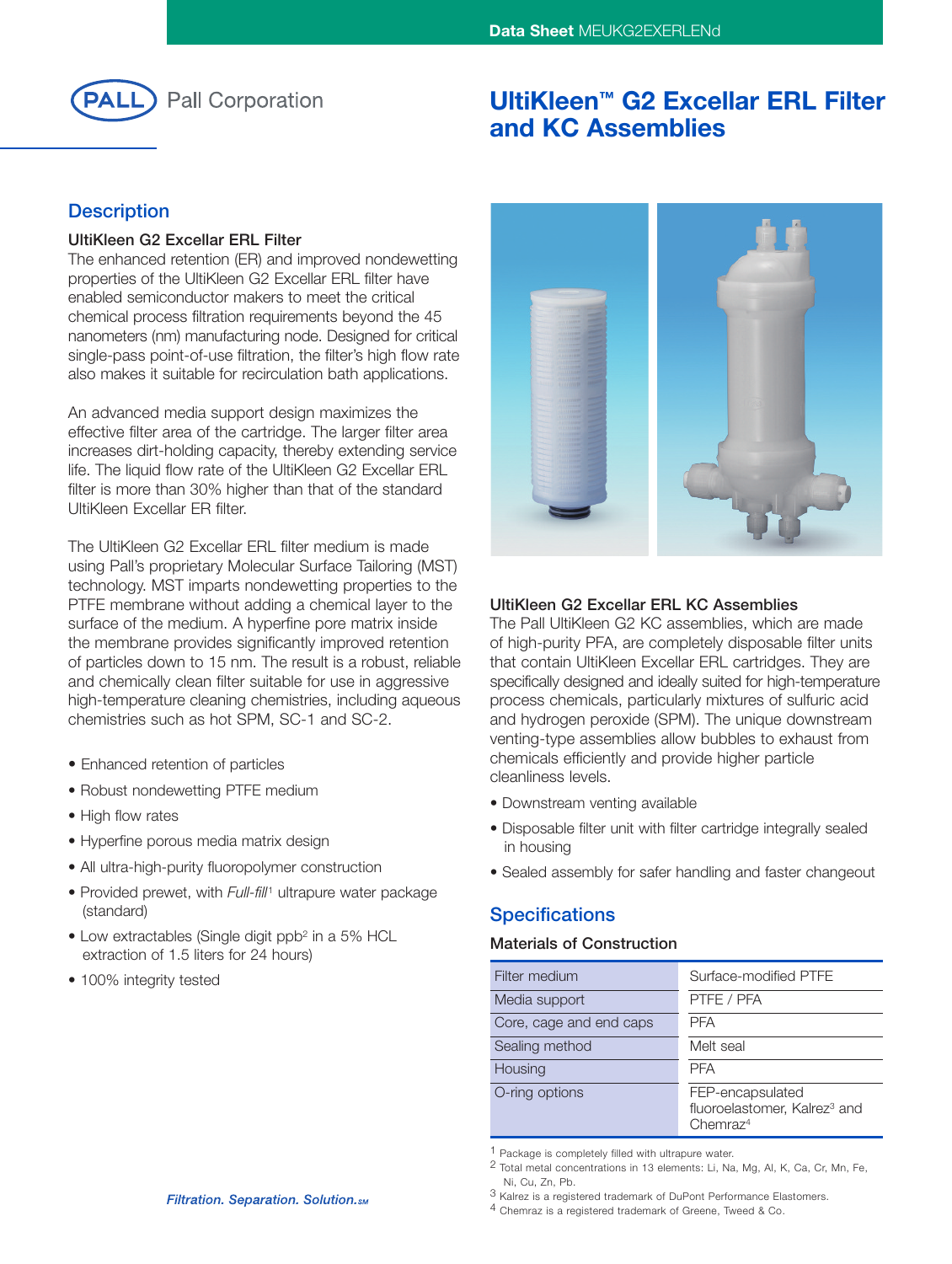# UltiKleen™ G2 Excellar ERL Filter and KC Assemblies

## Description

### UltiKleen G2 Excellar ERL Filter

The enhanced retention (ER) and improved nondewetting properties of the UltiKleen G2 Excellar ERL filter have enabled semiconductor makers to meet the critical chemical process filtration requirements beyond the 45 nanometers (nm) manufacturing node. Designed for critical single-pass point-of-use filtration, the filter's high flow rate also makes it suitable for recirculation bath applications.

An advanced media support design maximizes the effective filter area of the cartridge. The larger filter area increases dirt-holding capacity, thereby extending service life. The liquid flow rate of the UltiKleen G2 Excellar ERL filter is more than 30% higher than that of the standard UltiKleen Excellar ER filter.

The UltiKleen G2 Excellar ERL filter medium is made using Pall's proprietary Molecular Surface Tailoring (MST) technology. MST imparts nondewetting properties to the PTFE membrane without adding a chemical layer to the surface of the medium. A hyperfine pore matrix inside the membrane provides significantly improved retention of particles down to 15 nm. The result is a robust, reliable and chemically clean filter suitable for use in aggressive high-temperature cleaning chemistries, including aqueous chemistries such as hot SPM, SC-1 and SC-2.

- Enhanced retention of particles
- Robust nondewetting PTFE medium
- High flow rates
- Hyperfine porous media matrix design
- All ultra-high-purity fluoropolymer construction
- Provided prewet, with *Full-fill*[1] ultrapure water package (standard)
- Low extractables (Single digit ppb[2] in a 5% HCL extraction of 1.5 liters for 24 hours)
- 100% integrity tested

### UltiKleen G2 Excellar ERL KC Assemblies

The Pall UltiKleen G2 KC assemblies, which are made of high-purity PFA, are completely disposable filter units that contain UltiKleen Excellar ERL cartridges. They are specifically designed and ideally suited for high-temperature process chemicals, particularly mixtures of sulfuric acid and hydrogen peroxide (SPM). The unique downstream venting-type assemblies allow bubbles to exhaust from chemicals efficiently and provide higher particle cleanliness levels.

- Downstream venting available
- Disposable filter unit with filter cartridge integrally sealed in housing
- Sealed assembly for safer handling and faster changeout

## Specifications

### Materials of Construction

| | |
|---|---|
| Filter medium | Surface-modified PTFE |
| Media support | PTFE / PFA |
| Core, cage and end caps | PFA |
| Sealing method | Melt seal |
| Housing | PFA |
| O-ring options | FEP-encapsulated fluoroelastomer, Kalrez[3] and Chemraz[4] |

[1] Package is completely filled with ultrapure water.
[2] Total metal concentrations in 13 elements: Li, Na, Mg, Al, K, Ca, Cr, Mn, Fe, Ni, Cu, Zn, Pb.
[3] Kalrez is a registered trademark of DuPont Performance Elastomers.
[4] Chemraz is a registered trademark of Greene, Tweed & Co.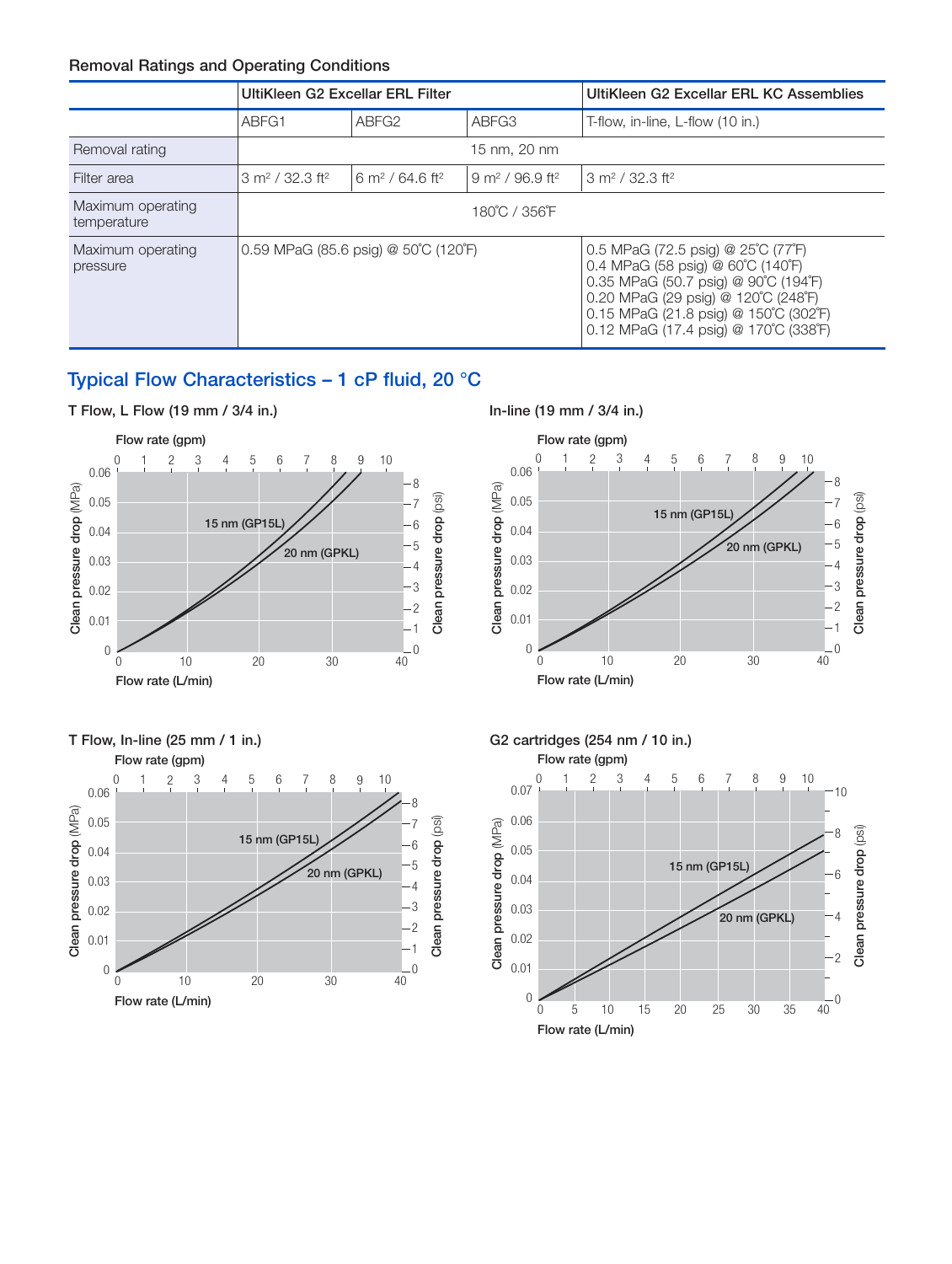### Removal Ratings and Operating Conditions

| | UltiKleen G2 Excellar ERL Filter | | | UltiKleen G2 Excellar ERL KC Assemblies |
|---|---|---|---|---|
| | ABFG1 | ABFG2 | ABFG3 | T-flow, in-line, L-flow (10 in.) |
| Removal rating | 15 nm, 20 nm | | | |
| Filter area | 3 m² / 32.3 ft² | 6 m² / 64.6 ft² | 9 m² / 96.9 ft² | 3 m² / 32.3 ft² |
| Maximum operating temperature | 180˚C / 356˚F | | | |
| Maximum operating pressure | 0.59 MPaG (85.6 psig) @ 50˚C (120˚F) | | | 0.5 MPaG (72.5 psig) @ 25˚C (77˚F)<br>0.4 MPaG (58 psig) @ 60˚C (140˚F)<br>0.35 MPaG (50.7 psig) @ 90˚C (194˚F)<br>0.20 MPaG (29 psig) @ 120˚C (248˚F)<br>0.15 MPaG (21.8 psig) @ 150˚C (302˚F)<br>0.12 MPaG (17.4 psig) @ 170˚C (338˚F) |

## Typical Flow Characteristics – 1 cP fluid, 20 °C

**T Flow, L Flow (19 mm / 3/4 in.)**

**In-line (19 mm / 3/4 in.)**

**T Flow, In-line (25 mm / 1 in.)**

**G2 cartridges (254 nm / 10 in.)**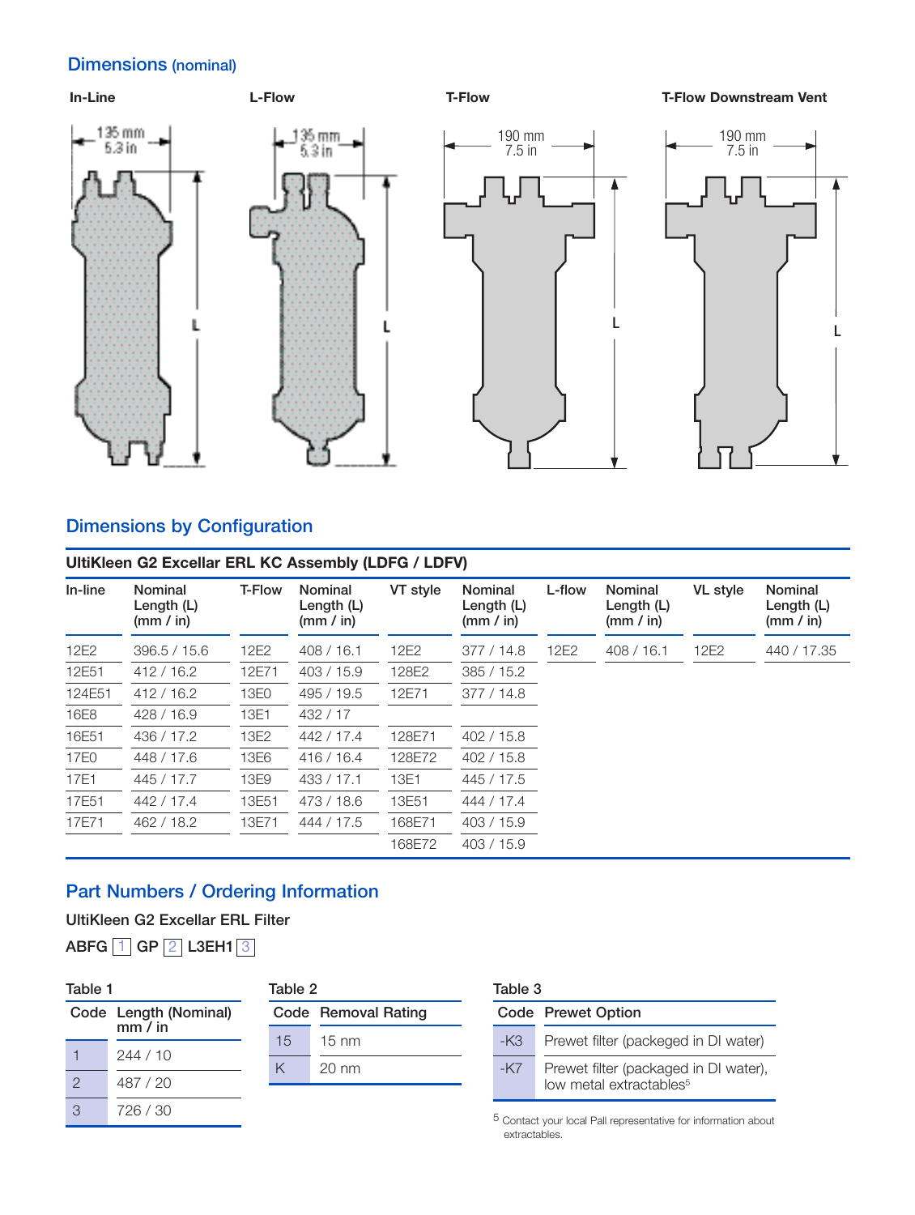## Dimensions (nominal)

In-Line | L-Flow | T-Flow | T-Flow Downstream Vent

In-Line: 135 mm / 5.3 in, L

L-Flow: 135 mm / 5.3 in, L

T-Flow: 190 mm / 7.5 in, L

T-Flow Downstream Vent: 190 mm / 7.5 in, L

## Dimensions by Configuration

**UltiKleen G2 Excellar ERL KC Assembly (LDFG / LDFV)**

| In-line | Nominal Length (L) (mm / in) | T-Flow | Nominal Length (L) (mm / in) | VT style | Nominal Length (L) (mm / in) | L-flow | Nominal Length (L) (mm / in) | VL style | Nominal Length (L) (mm / in) |
|---|---|---|---|---|---|---|---|---|---|
| 12E2 | 396.5 / 15.6 | 12E2 | 408 / 16.1 | 12E2 | 377 / 14.8 | 12E2 | 408 / 16.1 | 12E2 | 440 / 17.35 |
| 12E51 | 412 / 16.2 | 12E71 | 403 / 15.9 | 128E2 | 385 / 15.2 | | | | |
| 124E51 | 412 / 16.2 | 13E0 | 495 / 19.5 | 12E71 | 377 / 14.8 | | | | |
| 16E8 | 428 / 16.9 | 13E1 | 432 / 17 | | | | | | |
| 16E51 | 436 / 17.2 | 13E2 | 442 / 17.4 | 128E71 | 402 / 15.8 | | | | |
| 17E0 | 448 / 17.6 | 13E6 | 416 / 16.4 | 128E72 | 402 / 15.8 | | | | |
| 17E1 | 445 / 17.7 | 13E9 | 433 / 17.1 | 13E1 | 445 / 17.5 | | | | |
| 17E51 | 442 / 17.4 | 13E51 | 473 / 18.6 | 13E51 | 444 / 17.4 | | | | |
| 17E71 | 462 / 18.2 | 13E71 | 444 / 17.5 | 168E71 | 403 / 15.9 | | | | |
| | | | | 168E72 | 403 / 15.9 | | | | |

## Part Numbers / Ordering Information

**UltiKleen G2 Excellar ERL Filter**

**ABFG** [1] **GP** [2] **L3EH1** [3]

**Table 1**

| Code | Length (Nominal) mm / in |
|---|---|
| 1 | 244 / 10 |
| 2 | 487 / 20 |
| 3 | 726 / 30 |

**Table 2**

| Code | Removal Rating |
|---|---|
| 15 | 15 nm |
| K | 20 nm |

**Table 3**

| Code | Prewet Option |
|---|---|
| -K3 | Prewet filter (packeged in DI water) |
| -K7 | Prewet filter (packaged in DI water), low metal extractables[5] |

[5] Contact your local Pall representative for information about extractables.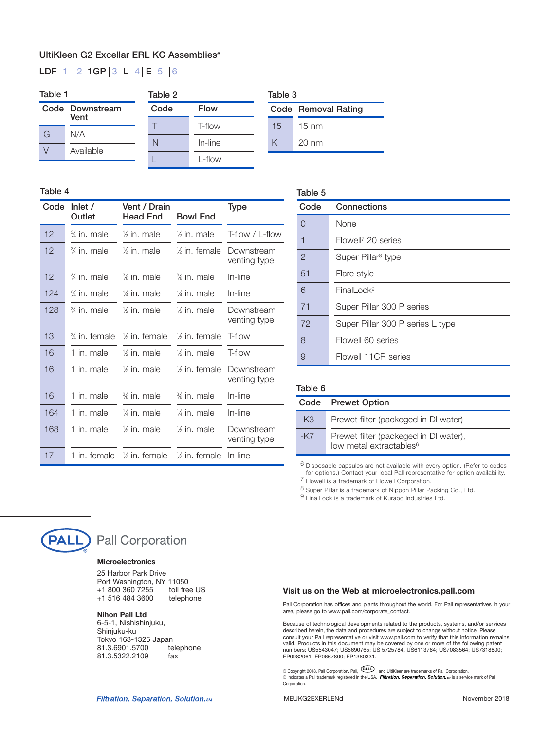## UltiKleen G2 Excellar ERL KC Assemblies[6]

**LDF** 1 2 **1GP** 3 **L** 4 **E** 5 6

Table 1

| Code | Downstream Vent |
|---|---|
| G | N/A |
| V | Available |

Table 2

| Code | Flow |
|---|---|
| T | T-flow |
| N | In-line |
| L | L-flow |

Table 3

| Code | Removal Rating |
|---|---|
| 15 | 15 nm |
| K | 20 nm |

Table 4

| Code | Inlet / Outlet | Vent / Drain Head End | Bowl End | Type |
|---|---|---|---|---|
| 12 | ¾ in. male | ½ in. male | ½ in. male | T-flow / L-flow |
| 12 | ¾ in. male | ½ in. male | ½ in. female | Downstream venting type |
| 12 | ¾ in. male | ⅜ in. male | ⅜ in. male | In-line |
| 124 | ¾ in. male | ¼ in. male | ¼ in. male | In-line |
| 128 | ¾ in. male | ½ in. male | ½ in. male | Downstream venting type |
| 13 | ¾ in. female | ½ in. female | ½ in. female | T-flow |
| 16 | 1 in. male | ½ in. male | ½ in. male | T-flow |
| 16 | 1 in. male | ½ in. male | ½ in. female | Downstream venting type |
| 16 | 1 in. male | ⅜ in. male | ⅜ in. male | In-line |
| 164 | 1 in. male | ¼ in. male | ¼ in. male | In-line |
| 168 | 1 in. male | ½ in. male | ½ in. male | Downstream venting type |
| 17 | 1 in. female | ½ in. female | ½ in. female | In-line |

Table 5

| Code | Connections |
|---|---|
| 0 | None |
| 1 | Flowell[7] 20 series |
| 2 | Super Pillar[8] type |
| 51 | Flare style |
| 6 | FinalLock[9] |
| 71 | Super Pillar 300 P series |
| 72 | Super Pillar 300 P series L type |
| 8 | Flowell 60 series |
| 9 | Flowell 11CR series |

Table 6

| Code | Prewet Option |
|---|---|
| -K3 | Prewet filter (packeged in DI water) |
| -K7 | Prewet filter (packeged in DI water), low metal extractables[6] |

[6] Disposable capsules are not available with every option. (Refer to codes for options.) Contact your local Pall representative for option availability.
[7] Flowell is a trademark of Flowell Corporation.
[8] Super Pillar is a trademark of Nippon Pillar Packing Co., Ltd.
[9] FinalLock is a trademark of Kurabo Industries Ltd.

**Pall Corporation**

**Microelectronics**

25 Harbor Park Drive
Port Washington, NY 11050
+1 800 360 7255 toll free US
+1 516 484 3600 telephone

**Nihon Pall Ltd**
6-5-1, Nishishinjuku,
Shinjuku-ku
Tokyo 163-1325 Japan
81.3.6901.5700 telephone
81.3.5322.2109 fax

**Visit us on the Web at microelectronics.pall.com**

Pall Corporation has offices and plants throughout the world. For Pall representatives in your area, please go to www.pall.com/corporate_contact.

Because of technological developments related to the products, systems, and/or services described herein, the data and procedures are subject to change without notice. Please consult your Pall representative or visit www.pall.com to verify that this information remains valid. Products in this document may be covered by one or more of the following patent numbers: US5543047; US5690765; US 5725784, US6113784; US7083564; US7318800; EP0982061; EP0667800; EP1380331.

© Copyright 2018, Pall Corporation. Pall, PALL, and UltiKleen are trademarks of Pall Corporation. ® Indicates a Pall trademark registered in the USA. *Filtration. Separation. Solution.SM* is a service mark of Pall Corporation.

*Filtration. Separation. Solution.SM*

MEUKG2EXERLENd

November 2018